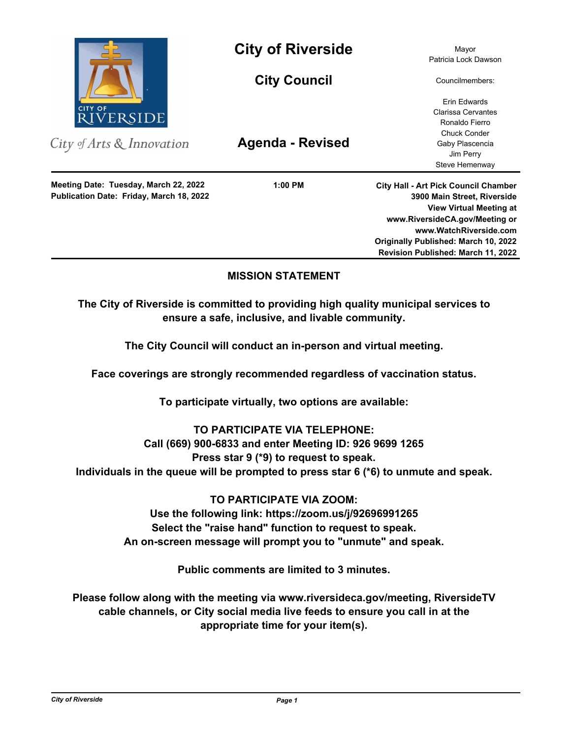# City of Riverside

## City Council

## Agenda - Revised

City of Arts & Innovation

Mayor
Patricia Lock Dawson

Councilmembers:

Erin Edwards
Clarissa Cervantes
Ronaldo Fierro
Chuck Conder
Gaby Plascencia
Jim Perry
Steve Hemenway

---

**Meeting Date: Tuesday, March 22, 2022**
**Publication Date: Friday, March 18, 2022**

**1:00 PM**

**City Hall - Art Pick Council Chamber**
**3900 Main Street, Riverside**
**View Virtual Meeting at**
**www.RiversideCA.gov/Meeting or**
**www.WatchRiverside.com**
**Originally Published: March 10, 2022**
**Revision Published: March 11, 2022**

---

### MISSION STATEMENT

**The City of Riverside is committed to providing high quality municipal services to ensure a safe, inclusive, and livable community.**

**The City Council will conduct an in-person and virtual meeting.**

**Face coverings are strongly recommended regardless of vaccination status.**

**To participate virtually, two options are available:**

**TO PARTICIPATE VIA TELEPHONE:**
**Call (669) 900-6833 and enter Meeting ID: 926 9699 1265**
**Press star 9 (*9) to request to speak.**
**Individuals in the queue will be prompted to press star 6 (*6) to unmute and speak.**

**TO PARTICIPATE VIA ZOOM:**
**Use the following link: https://zoom.us/j/92696991265**
**Select the "raise hand" function to request to speak.**
**An on-screen message will prompt you to "unmute" and speak.**

**Public comments are limited to 3 minutes.**

**Please follow along with the meeting via www.riversideca.gov/meeting, RiversideTV cable channels, or City social media live feeds to ensure you call in at the appropriate time for your item(s).**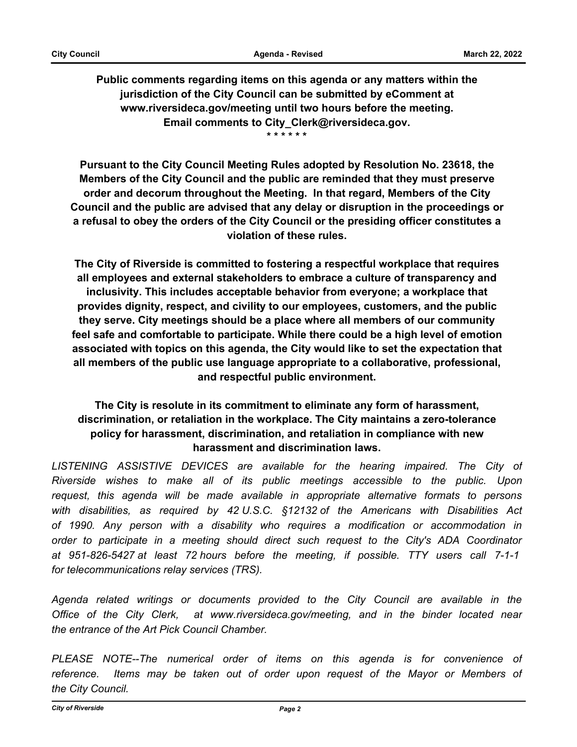**Public comments regarding items on this agenda or any matters within the jurisdiction of the City Council can be submitted by eComment at www.riversideca.gov/meeting until two hours before the meeting. Email comments to City_Clerk@riversideca.gov.**

**\* \* \* \* \* \***

**Pursuant to the City Council Meeting Rules adopted by Resolution No. 23618, the Members of the City Council and the public are reminded that they must preserve order and decorum throughout the Meeting. In that regard, Members of the City Council and the public are advised that any delay or disruption in the proceedings or a refusal to obey the orders of the City Council or the presiding officer constitutes a violation of these rules.**

**The City of Riverside is committed to fostering a respectful workplace that requires all employees and external stakeholders to embrace a culture of transparency and inclusivity. This includes acceptable behavior from everyone; a workplace that provides dignity, respect, and civility to our employees, customers, and the public they serve. City meetings should be a place where all members of our community feel safe and comfortable to participate. While there could be a high level of emotion associated with topics on this agenda, the City would like to set the expectation that all members of the public use language appropriate to a collaborative, professional, and respectful public environment.**

**The City is resolute in its commitment to eliminate any form of harassment, discrimination, or retaliation in the workplace. The City maintains a zero-tolerance policy for harassment, discrimination, and retaliation in compliance with new harassment and discrimination laws.**

*LISTENING ASSISTIVE DEVICES are available for the hearing impaired. The City of Riverside wishes to make all of its public meetings accessible to the public. Upon request, this agenda will be made available in appropriate alternative formats to persons with disabilities, as required by 42 U.S.C. §12132 of the Americans with Disabilities Act of 1990. Any person with a disability who requires a modification or accommodation in order to participate in a meeting should direct such request to the City's ADA Coordinator at 951-826-5427 at least 72 hours before the meeting, if possible. TTY users call 7-1-1 for telecommunications relay services (TRS).*

*Agenda related writings or documents provided to the City Council are available in the Office of the City Clerk, at www.riversideca.gov/meeting, and in the binder located near the entrance of the Art Pick Council Chamber.*

*PLEASE NOTE--The numerical order of items on this agenda is for convenience of reference. Items may be taken out of order upon request of the Mayor or Members of the City Council.*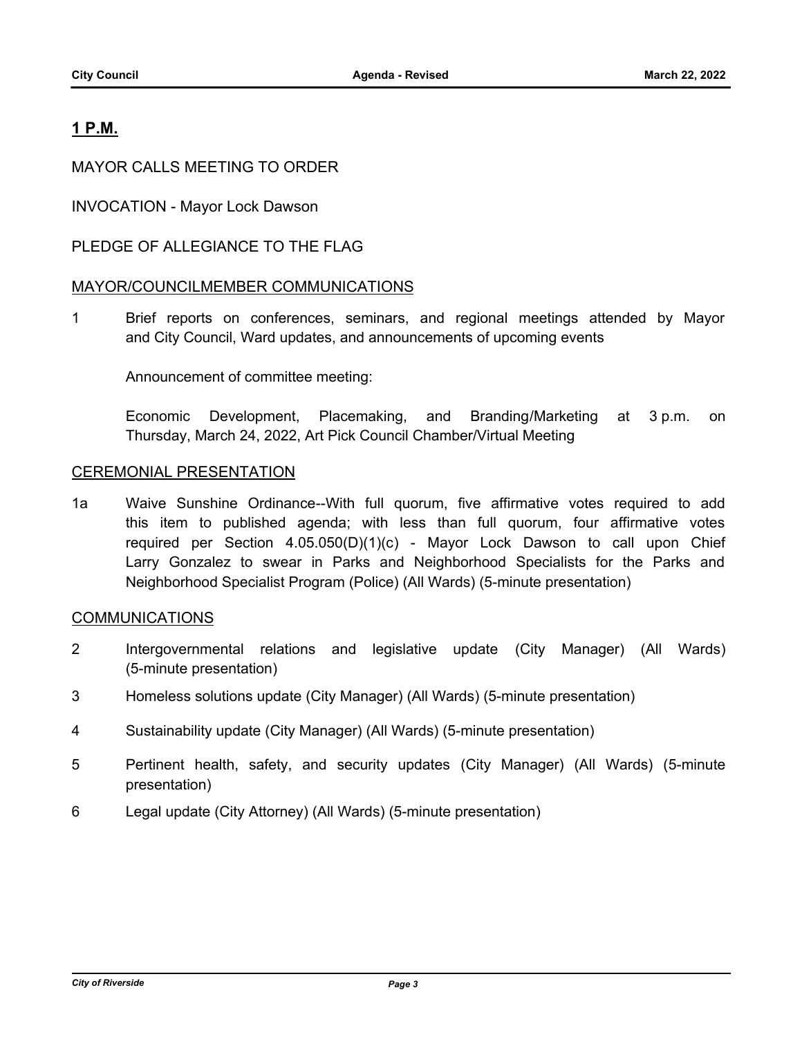## **1 P.M.**

MAYOR CALLS MEETING TO ORDER

INVOCATION - Mayor Lock Dawson

PLEDGE OF ALLEGIANCE TO THE FLAG

### MAYOR/COUNCILMEMBER COMMUNICATIONS

1 Brief reports on conferences, seminars, and regional meetings attended by Mayor and City Council, Ward updates, and announcements of upcoming events

Announcement of committee meeting:

Economic Development, Placemaking, and Branding/Marketing at 3 p.m. on Thursday, March 24, 2022, Art Pick Council Chamber/Virtual Meeting

### CEREMONIAL PRESENTATION

1a Waive Sunshine Ordinance--With full quorum, five affirmative votes required to add this item to published agenda; with less than full quorum, four affirmative votes required per Section 4.05.050(D)(1)(c) - Mayor Lock Dawson to call upon Chief Larry Gonzalez to swear in Parks and Neighborhood Specialists for the Parks and Neighborhood Specialist Program (Police) (All Wards) (5-minute presentation)

### COMMUNICATIONS

2 Intergovernmental relations and legislative update (City Manager) (All Wards) (5-minute presentation)

3 Homeless solutions update (City Manager) (All Wards) (5-minute presentation)

4 Sustainability update (City Manager) (All Wards) (5-minute presentation)

5 Pertinent health, safety, and security updates (City Manager) (All Wards) (5-minute presentation)

6 Legal update (City Attorney) (All Wards) (5-minute presentation)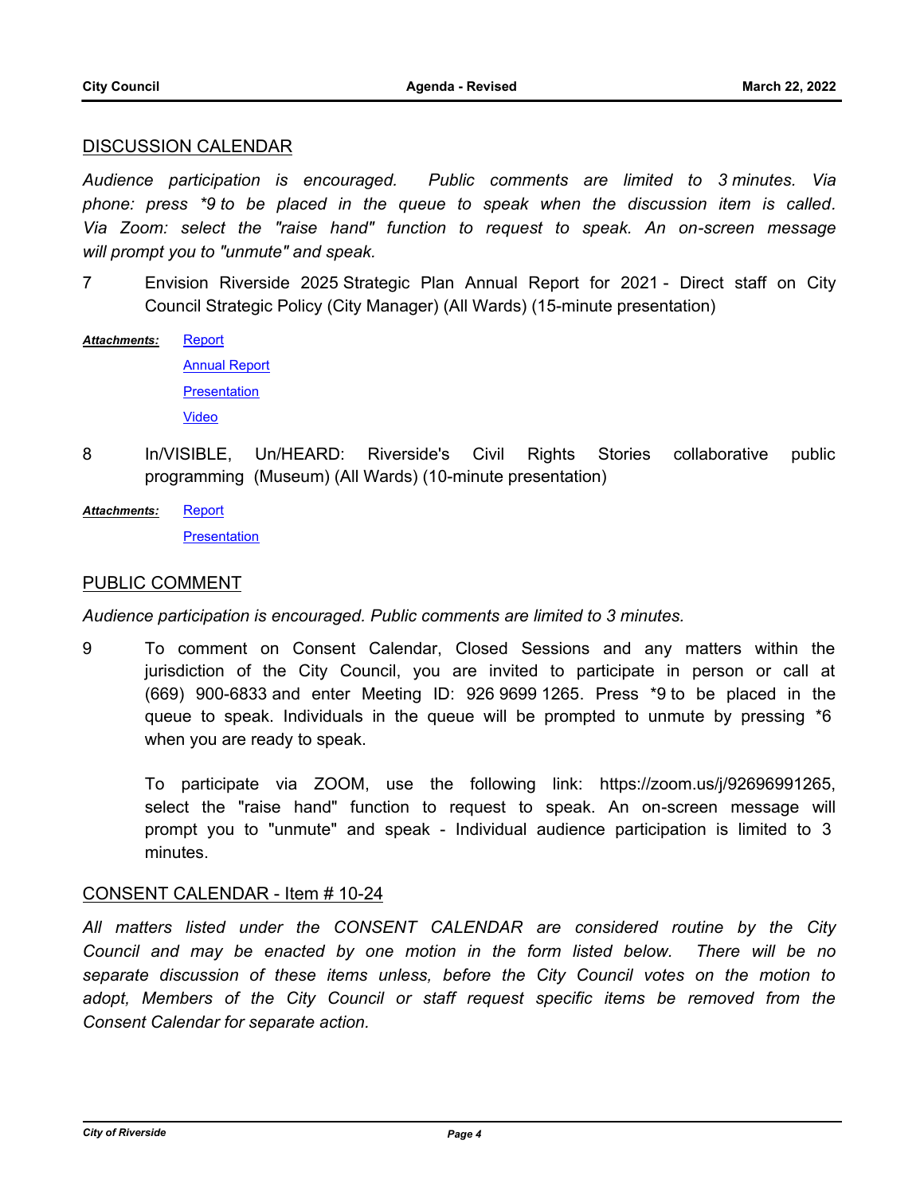## DISCUSSION CALENDAR

*Audience participation is encouraged. Public comments are limited to 3 minutes. Via phone: press *9 to be placed in the queue to speak when the discussion item is called. Via Zoom: select the "raise hand" function to request to speak. An on-screen message will prompt you to "unmute" and speak.*

7 Envision Riverside 2025 Strategic Plan Annual Report for 2021 - Direct staff on City Council Strategic Policy (City Manager) (All Wards) (15-minute presentation)

***Attachments:*** Report
Annual Report
Presentation
Video

8 In/VISIBLE, Un/HEARD: Riverside's Civil Rights Stories collaborative public programming (Museum) (All Wards) (10-minute presentation)

***Attachments:*** Report
Presentation

## PUBLIC COMMENT

*Audience participation is encouraged. Public comments are limited to 3 minutes.*

9 To comment on Consent Calendar, Closed Sessions and any matters within the jurisdiction of the City Council, you are invited to participate in person or call at (669) 900-6833 and enter Meeting ID: 926 9699 1265. Press *9 to be placed in the queue to speak. Individuals in the queue will be prompted to unmute by pressing *6 when you are ready to speak.

To participate via ZOOM, use the following link: https://zoom.us/j/92696991265, select the "raise hand" function to request to speak. An on-screen message will prompt you to "unmute" and speak - Individual audience participation is limited to 3 minutes.

## CONSENT CALENDAR - Item # 10-24

*All matters listed under the CONSENT CALENDAR are considered routine by the City Council and may be enacted by one motion in the form listed below. There will be no separate discussion of these items unless, before the City Council votes on the motion to adopt, Members of the City Council or staff request specific items be removed from the Consent Calendar for separate action.*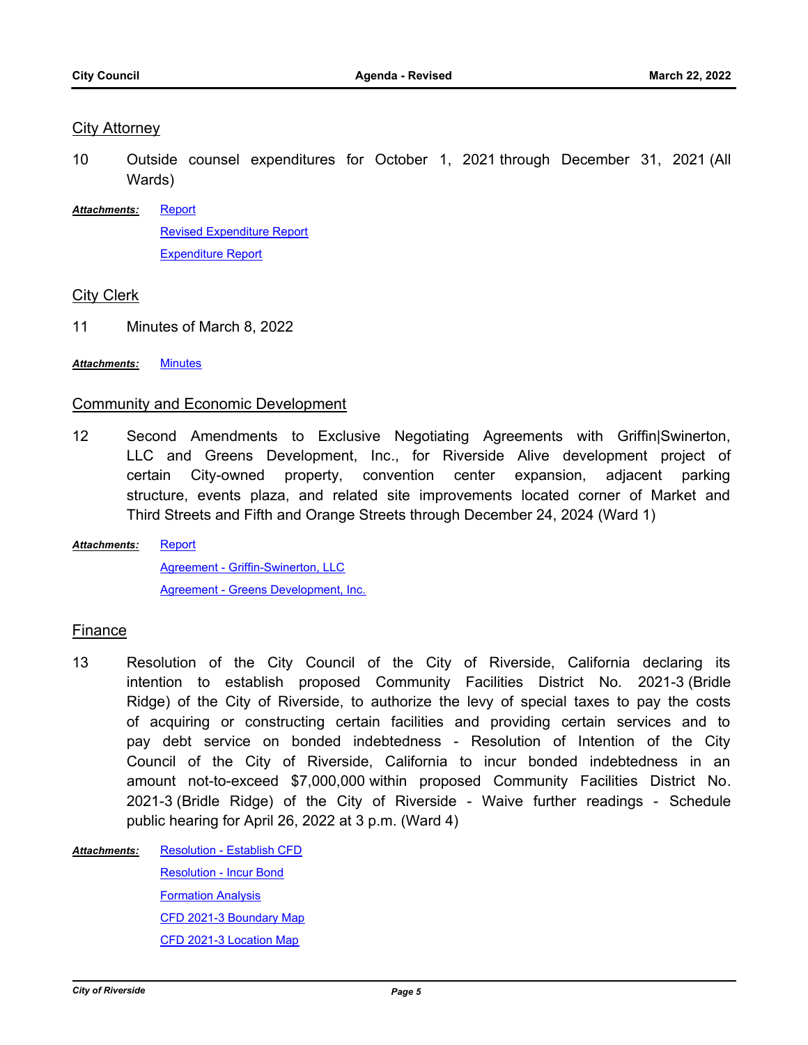## City Attorney

10 Outside counsel expenditures for October 1, 2021 through December 31, 2021 (All Wards)

***Attachments:*** Report
Revised Expenditure Report
Expenditure Report

## City Clerk

11 Minutes of March 8, 2022

***Attachments:*** Minutes

## Community and Economic Development

12 Second Amendments to Exclusive Negotiating Agreements with Griffin|Swinerton, LLC and Greens Development, Inc., for Riverside Alive development project of certain City-owned property, convention center expansion, adjacent parking structure, events plaza, and related site improvements located corner of Market and Third Streets and Fifth and Orange Streets through December 24, 2024 (Ward 1)

***Attachments:*** Report
Agreement - Griffin-Swinerton, LLC
Agreement - Greens Development, Inc.

## Finance

13 Resolution of the City Council of the City of Riverside, California declaring its intention to establish proposed Community Facilities District No. 2021-3 (Bridle Ridge) of the City of Riverside, to authorize the levy of special taxes to pay the costs of acquiring or constructing certain facilities and providing certain services and to pay debt service on bonded indebtedness - Resolution of Intention of the City Council of the City of Riverside, California to incur bonded indebtedness in an amount not-to-exceed $7,000,000 within proposed Community Facilities District No. 2021-3 (Bridle Ridge) of the City of Riverside - Waive further readings - Schedule public hearing for April 26, 2022 at 3 p.m. (Ward 4)

***Attachments:*** Resolution - Establish CFD
Resolution - Incur Bond
Formation Analysis
CFD 2021-3 Boundary Map
CFD 2021-3 Location Map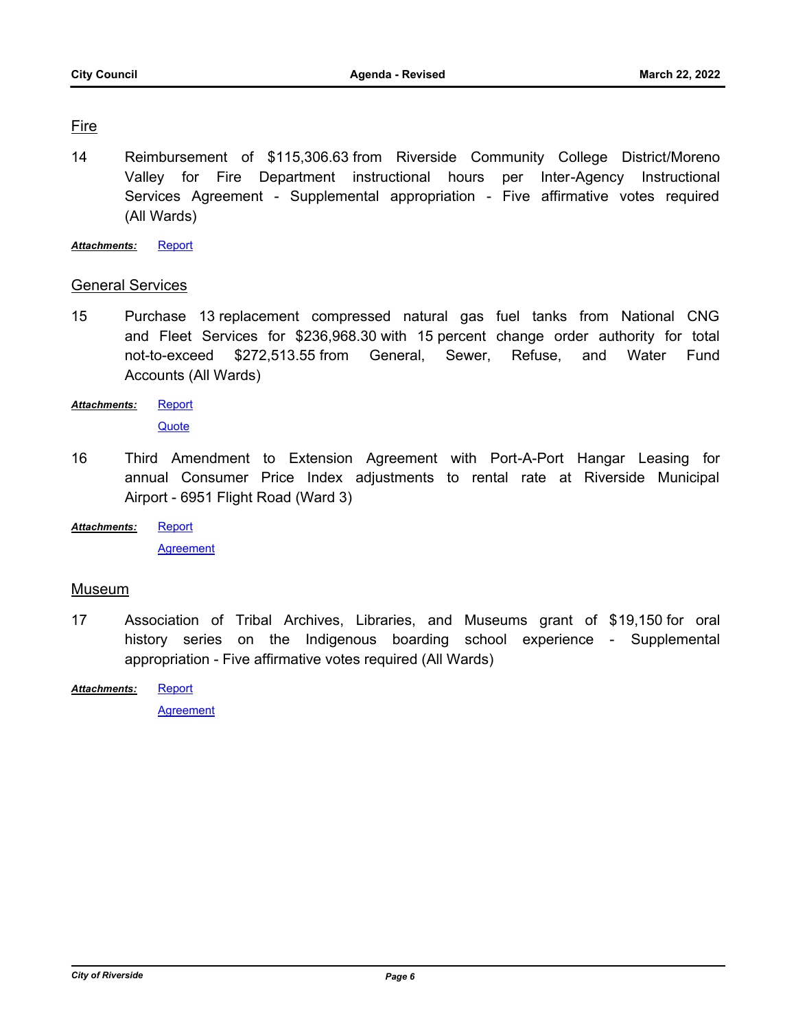## Fire

14 Reimbursement of $115,306.63 from Riverside Community College District/Moreno Valley for Fire Department instructional hours per Inter-Agency Instructional Services Agreement - Supplemental appropriation - Five affirmative votes required (All Wards)

***Attachments:*** Report

## General Services

15 Purchase 13 replacement compressed natural gas fuel tanks from National CNG and Fleet Services for $236,968.30 with 15 percent change order authority for total not-to-exceed $272,513.55 from General, Sewer, Refuse, and Water Fund Accounts (All Wards)

***Attachments:*** Report
Quote

16 Third Amendment to Extension Agreement with Port-A-Port Hangar Leasing for annual Consumer Price Index adjustments to rental rate at Riverside Municipal Airport - 6951 Flight Road (Ward 3)

***Attachments:*** Report
Agreement

## Museum

17 Association of Tribal Archives, Libraries, and Museums grant of $19,150 for oral history series on the Indigenous boarding school experience - Supplemental appropriation - Five affirmative votes required (All Wards)

***Attachments:*** Report
Agreement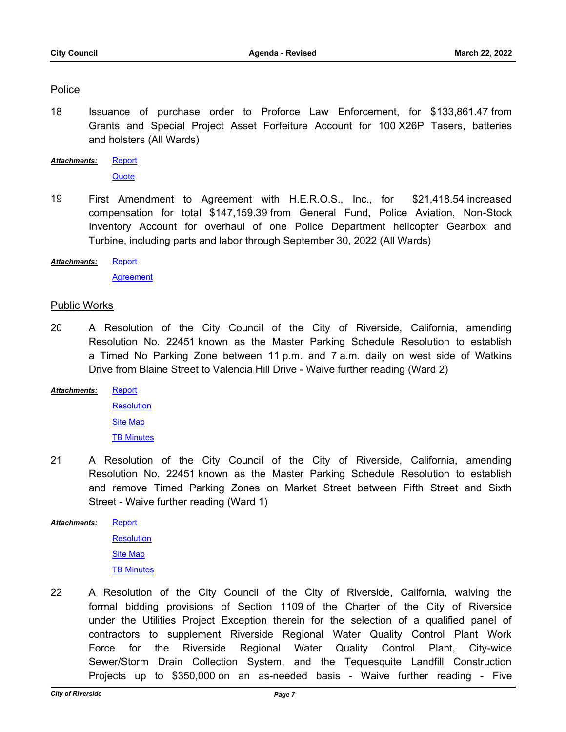## Police

18 Issuance of purchase order to Proforce Law Enforcement, for $133,861.47 from Grants and Special Project Asset Forfeiture Account for 100 X26P Tasers, batteries and holsters (All Wards)

***Attachments:*** Report
Quote

19 First Amendment to Agreement with H.E.R.O.S., Inc., for $21,418.54 increased compensation for total $147,159.39 from General Fund, Police Aviation, Non-Stock Inventory Account for overhaul of one Police Department helicopter Gearbox and Turbine, including parts and labor through September 30, 2022 (All Wards)

***Attachments:*** Report
Agreement

## Public Works

20 A Resolution of the City Council of the City of Riverside, California, amending Resolution No. 22451 known as the Master Parking Schedule Resolution to establish a Timed No Parking Zone between 11 p.m. and 7 a.m. daily on west side of Watkins Drive from Blaine Street to Valencia Hill Drive - Waive further reading (Ward 2)

***Attachments:*** Report
Resolution
Site Map
TB Minutes

21 A Resolution of the City Council of the City of Riverside, California, amending Resolution No. 22451 known as the Master Parking Schedule Resolution to establish and remove Timed Parking Zones on Market Street between Fifth Street and Sixth Street - Waive further reading (Ward 1)

***Attachments:*** Report
Resolution
Site Map
TB Minutes

22 A Resolution of the City Council of the City of Riverside, California, waiving the formal bidding provisions of Section 1109 of the Charter of the City of Riverside under the Utilities Project Exception therein for the selection of a qualified panel of contractors to supplement Riverside Regional Water Quality Control Plant Work Force for the Riverside Regional Water Quality Control Plant, City-wide Sewer/Storm Drain Collection System, and the Tequesquite Landfill Construction Projects up to $350,000 on an as-needed basis - Waive further reading - Five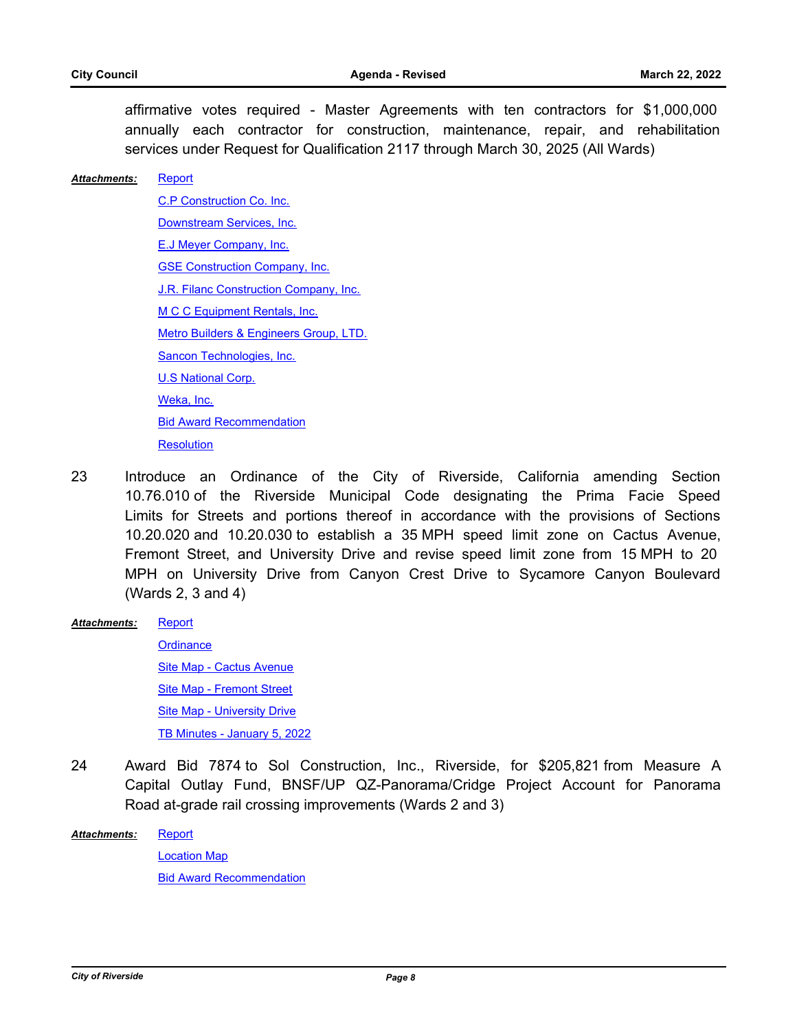affirmative votes required - Master Agreements with ten contractors for $1,000,000 annually each contractor for construction, maintenance, repair, and rehabilitation services under Request for Qualification 2117 through March 30, 2025 (All Wards)

***Attachments:*** Report
C.P Construction Co. Inc.
Downstream Services, Inc.
E.J Meyer Company, Inc.
GSE Construction Company, Inc.
J.R. Filanc Construction Company, Inc.
M C C Equipment Rentals, Inc.
Metro Builders & Engineers Group, LTD.
Sancon Technologies, Inc.
U.S National Corp.
Weka, Inc.
Bid Award Recommendation
Resolution

23 Introduce an Ordinance of the City of Riverside, California amending Section 10.76.010 of the Riverside Municipal Code designating the Prima Facie Speed Limits for Streets and portions thereof in accordance with the provisions of Sections 10.20.020 and 10.20.030 to establish a 35 MPH speed limit zone on Cactus Avenue, Fremont Street, and University Drive and revise speed limit zone from 15 MPH to 20 MPH on University Drive from Canyon Crest Drive to Sycamore Canyon Boulevard (Wards 2, 3 and 4)

***Attachments:*** Report
Ordinance
Site Map - Cactus Avenue
Site Map - Fremont Street
Site Map - University Drive
TB Minutes - January 5, 2022

24 Award Bid 7874 to Sol Construction, Inc., Riverside, for $205,821 from Measure A Capital Outlay Fund, BNSF/UP QZ-Panorama/Cridge Project Account for Panorama Road at-grade rail crossing improvements (Wards 2 and 3)

***Attachments:*** Report
Location Map
Bid Award Recommendation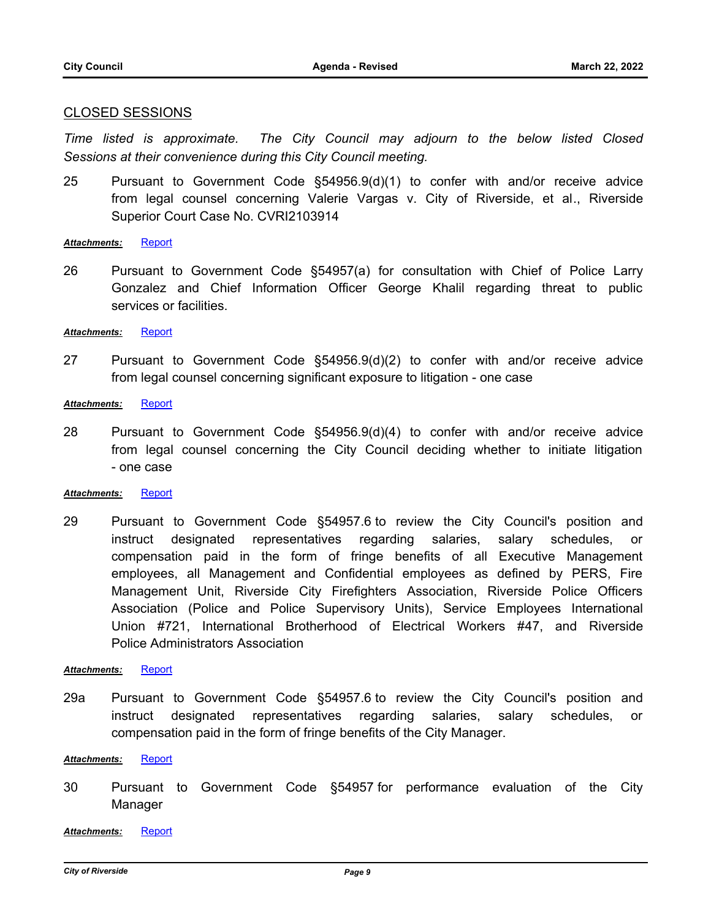## CLOSED SESSIONS

*Time listed is approximate. The City Council may adjourn to the below listed Closed Sessions at their convenience during this City Council meeting.*

25 Pursuant to Government Code §54956.9(d)(1) to confer with and/or receive advice from legal counsel concerning Valerie Vargas v. City of Riverside, et al., Riverside Superior Court Case No. CVRI2103914

***Attachments:*** Report

26 Pursuant to Government Code §54957(a) for consultation with Chief of Police Larry Gonzalez and Chief Information Officer George Khalil regarding threat to public services or facilities.

***Attachments:*** Report

27 Pursuant to Government Code §54956.9(d)(2) to confer with and/or receive advice from legal counsel concerning significant exposure to litigation - one case

***Attachments:*** Report

28 Pursuant to Government Code §54956.9(d)(4) to confer with and/or receive advice from legal counsel concerning the City Council deciding whether to initiate litigation - one case

***Attachments:*** Report

29 Pursuant to Government Code §54957.6 to review the City Council's position and instruct designated representatives regarding salaries, salary schedules, or compensation paid in the form of fringe benefits of all Executive Management employees, all Management and Confidential employees as defined by PERS, Fire Management Unit, Riverside City Firefighters Association, Riverside Police Officers Association (Police and Police Supervisory Units), Service Employees International Union #721, International Brotherhood of Electrical Workers #47, and Riverside Police Administrators Association

***Attachments:*** Report

29a Pursuant to Government Code §54957.6 to review the City Council's position and instruct designated representatives regarding salaries, salary schedules, or compensation paid in the form of fringe benefits of the City Manager.

***Attachments:*** Report

30 Pursuant to Government Code §54957 for performance evaluation of the City Manager

***Attachments:*** Report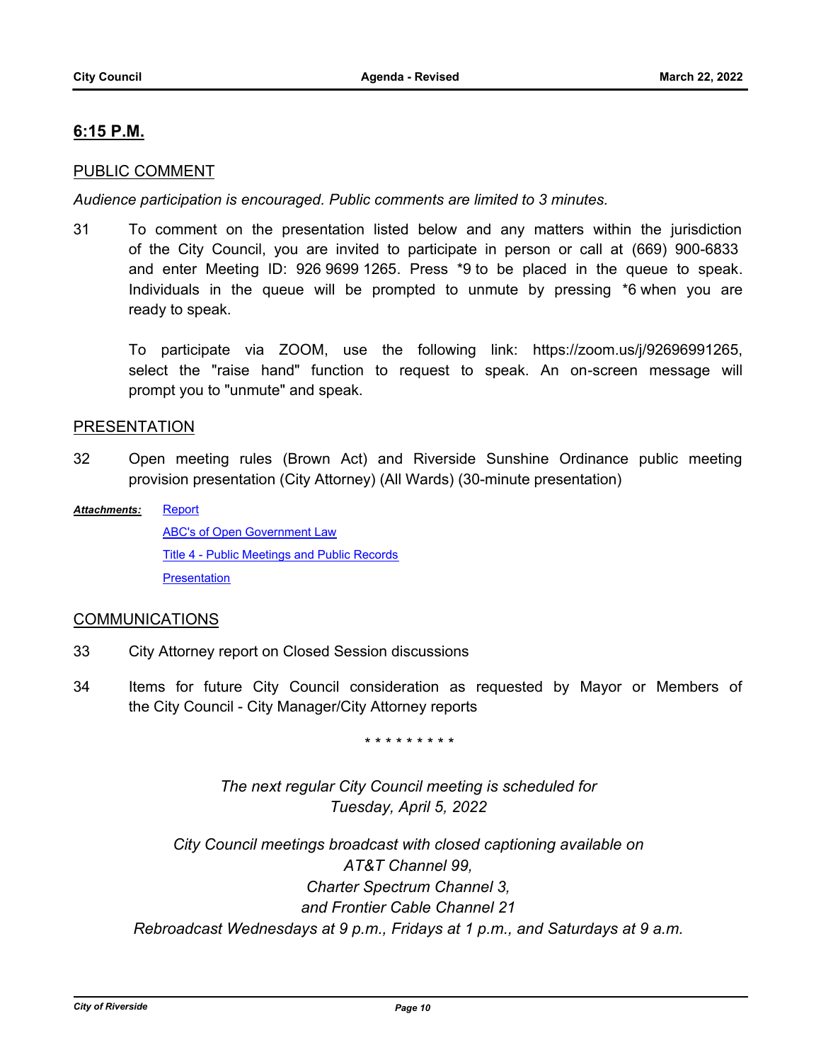## 6:15 P.M.

### PUBLIC COMMENT

*Audience participation is encouraged. Public comments are limited to 3 minutes.*

31 To comment on the presentation listed below and any matters within the jurisdiction of the City Council, you are invited to participate in person or call at (669) 900-6833 and enter Meeting ID: 926 9699 1265. Press *9 to be placed in the queue to speak. Individuals in the queue will be prompted to unmute by pressing *6 when you are ready to speak.

To participate via ZOOM, use the following link: https://zoom.us/j/92696991265, select the "raise hand" function to request to speak. An on-screen message will prompt you to "unmute" and speak.

### PRESENTATION

32 Open meeting rules (Brown Act) and Riverside Sunshine Ordinance public meeting provision presentation (City Attorney) (All Wards) (30-minute presentation)

***Attachments:*** Report
ABC's of Open Government Law
Title 4 - Public Meetings and Public Records
Presentation

### COMMUNICATIONS

33 City Attorney report on Closed Session discussions

34 Items for future City Council consideration as requested by Mayor or Members of the City Council - City Manager/City Attorney reports

\* \* \* \* \* \* \* \* \*

*The next regular City Council meeting is scheduled for Tuesday, April 5, 2022*

*City Council meetings broadcast with closed captioning available on AT&T Channel 99, Charter Spectrum Channel 3, and Frontier Cable Channel 21*
*Rebroadcast Wednesdays at 9 p.m., Fridays at 1 p.m., and Saturdays at 9 a.m.*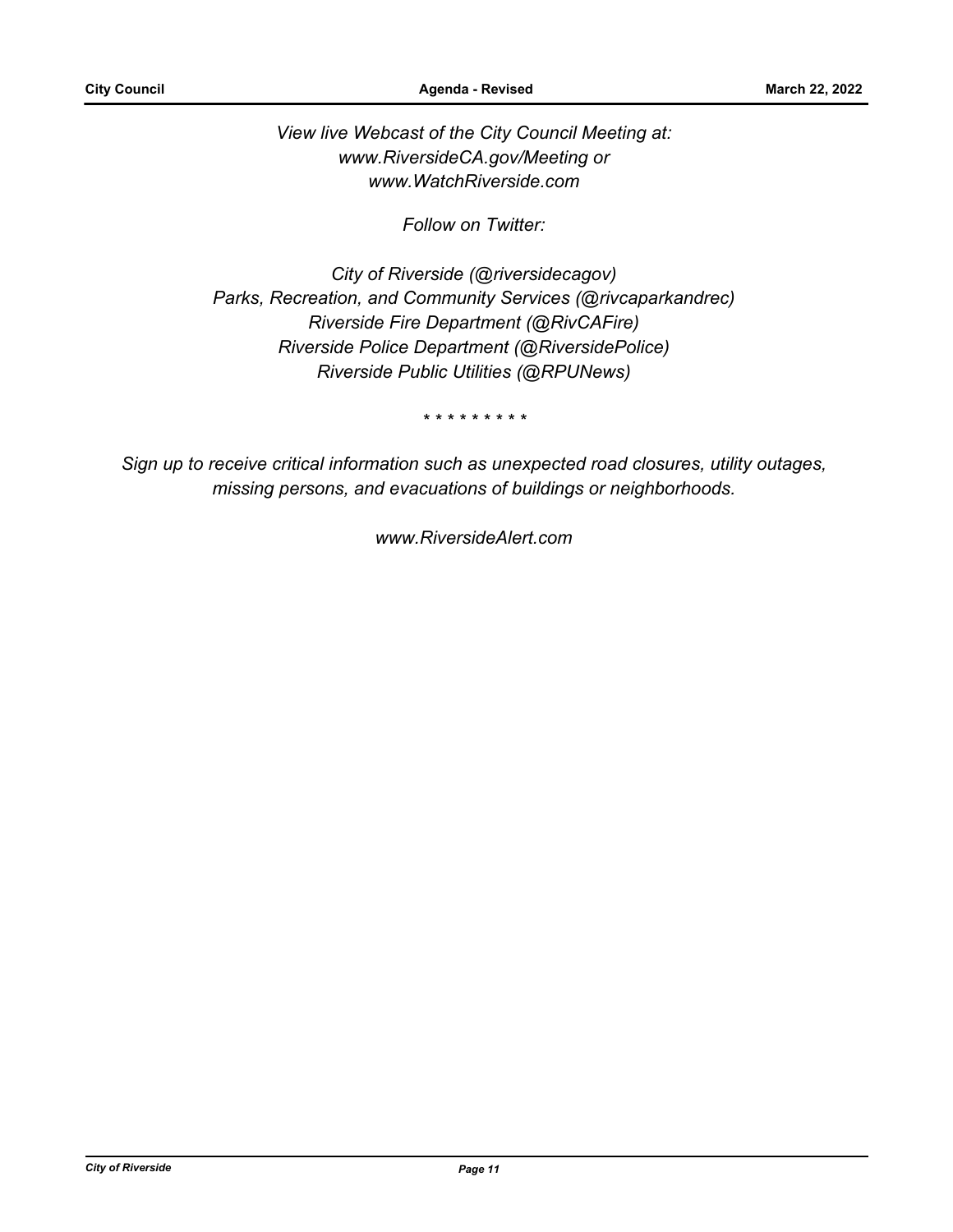*View live Webcast of the City Council Meeting at:*
*www.RiversideCA.gov/Meeting or*
*www.WatchRiverside.com*

*Follow on Twitter:*

*City of Riverside (@riversidecagov)*
*Parks, Recreation, and Community Services (@rivcaparkandrec)*
*Riverside Fire Department (@RivCAFire)*
*Riverside Police Department (@RiversidePolice)*
*Riverside Public Utilities (@RPUNews)*

\* \* \* \* \* \* \* \* \*

*Sign up to receive critical information such as unexpected road closures, utility outages, missing persons, and evacuations of buildings or neighborhoods.*

*www.RiversideAlert.com*